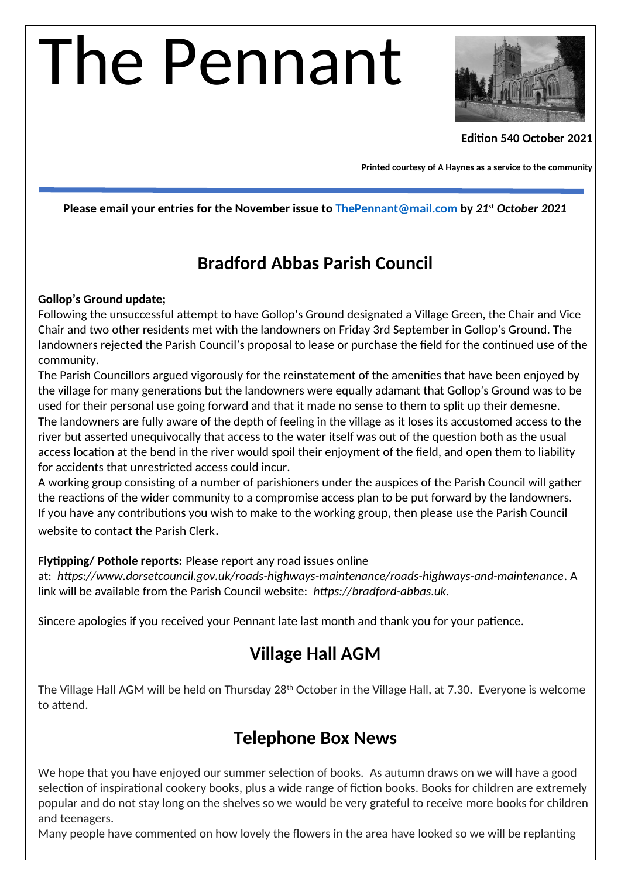# The Pennant

**Edition 540 October 2021**

**Printed courtesy of A Haynes as a service to the community**

**Please email your entries for the November issue to ThePennant@mail.com by *21st October 2021***

## Bradford Abbas Parish Council

**Gollop's Ground update;**

Following the unsuccessful attempt to have Gollop's Ground designated a Village Green, the Chair and Vice Chair and two other residents met with the landowners on Friday 3rd September in Gollop's Ground. The landowners rejected the Parish Council's proposal to lease or purchase the field for the continued use of the community.

The Parish Councillors argued vigorously for the reinstatement of the amenities that have been enjoyed by the village for many generations but the landowners were equally adamant that Gollop's Ground was to be used for their personal use going forward and that it made no sense to them to split up their demesne.

The landowners are fully aware of the depth of feeling in the village as it loses its accustomed access to the river but asserted unequivocally that access to the water itself was out of the question both as the usual access location at the bend in the river would spoil their enjoyment of the field, and open them to liability for accidents that unrestricted access could incur.

A working group consisting of a number of parishioners under the auspices of the Parish Council will gather the reactions of the wider community to a compromise access plan to be put forward by the landowners. If you have any contributions you wish to make to the working group, then please use the Parish Council website to contact the Parish Clerk.

**Flytipping/ Pothole reports:** Please report any road issues online at: *https://www.dorsetcouncil.gov.uk/roads-highways-maintenance/roads-highways-and-maintenance*. A link will be available from the Parish Council website: *https://bradford-abbas.uk*.

Sincere apologies if you received your Pennant late last month and thank you for your patience.

## Village Hall AGM

The Village Hall AGM will be held on Thursday 28th October in the Village Hall, at 7.30. Everyone is welcome to attend.

## Telephone Box News

We hope that you have enjoyed our summer selection of books. As autumn draws on we will have a good selection of inspirational cookery books, plus a wide range of fiction books. Books for children are extremely popular and do not stay long on the shelves so we would be very grateful to receive more books for children and teenagers.

Many people have commented on how lovely the flowers in the area have looked so we will be replanting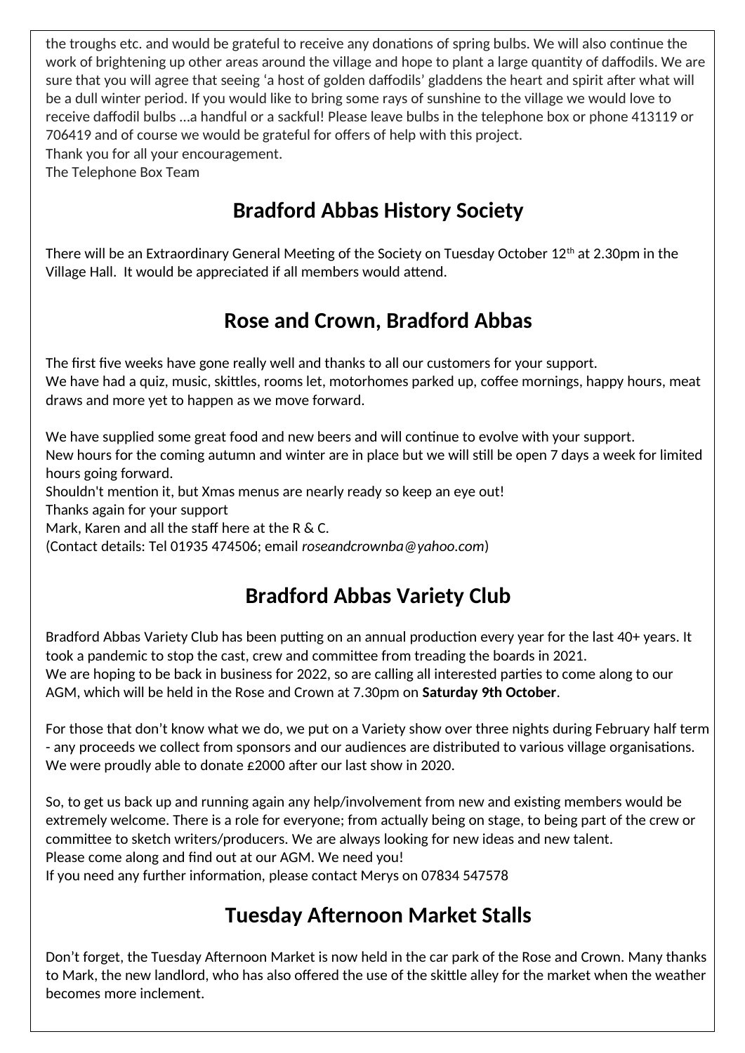the troughs etc. and would be grateful to receive any donations of spring bulbs. We will also continue the work of brightening up other areas around the village and hope to plant a large quantity of daffodils. We are sure that you will agree that seeing 'a host of golden daffodils' gladdens the heart and spirit after what will be a dull winter period. If you would like to bring some rays of sunshine to the village we would love to receive daffodil bulbs …a handful or a sackful! Please leave bulbs in the telephone box or phone 413119 or 706419 and of course we would be grateful for offers of help with this project.
Thank you for all your encouragement.
The Telephone Box Team

## Bradford Abbas History Society

There will be an Extraordinary General Meeting of the Society on Tuesday October 12th at 2.30pm in the Village Hall. It would be appreciated if all members would attend.

## Rose and Crown, Bradford Abbas

The first five weeks have gone really well and thanks to all our customers for your support.
We have had a quiz, music, skittles, rooms let, motorhomes parked up, coffee mornings, happy hours, meat draws and more yet to happen as we move forward.

We have supplied some great food and new beers and will continue to evolve with your support.
New hours for the coming autumn and winter are in place but we will still be open 7 days a week for limited hours going forward.
Shouldn't mention it, but Xmas menus are nearly ready so keep an eye out!
Thanks again for your support
Mark, Karen and all the staff here at the R & C.
(Contact details: Tel 01935 474506; email *roseandcrownba@yahoo.com*)

## Bradford Abbas Variety Club

Bradford Abbas Variety Club has been putting on an annual production every year for the last 40+ years. It took a pandemic to stop the cast, crew and committee from treading the boards in 2021.
We are hoping to be back in business for 2022, so are calling all interested parties to come along to our AGM, which will be held in the Rose and Crown at 7.30pm on **Saturday 9th October**.

For those that don't know what we do, we put on a Variety show over three nights during February half term - any proceeds we collect from sponsors and our audiences are distributed to various village organisations. We were proudly able to donate £2000 after our last show in 2020.

So, to get us back up and running again any help/involvement from new and existing members would be extremely welcome. There is a role for everyone; from actually being on stage, to being part of the crew or committee to sketch writers/producers. We are always looking for new ideas and new talent.
Please come along and find out at our AGM. We need you!
If you need any further information, please contact Merys on 07834 547578

## Tuesday Afternoon Market Stalls

Don't forget, the Tuesday Afternoon Market is now held in the car park of the Rose and Crown. Many thanks to Mark, the new landlord, who has also offered the use of the skittle alley for the market when the weather becomes more inclement.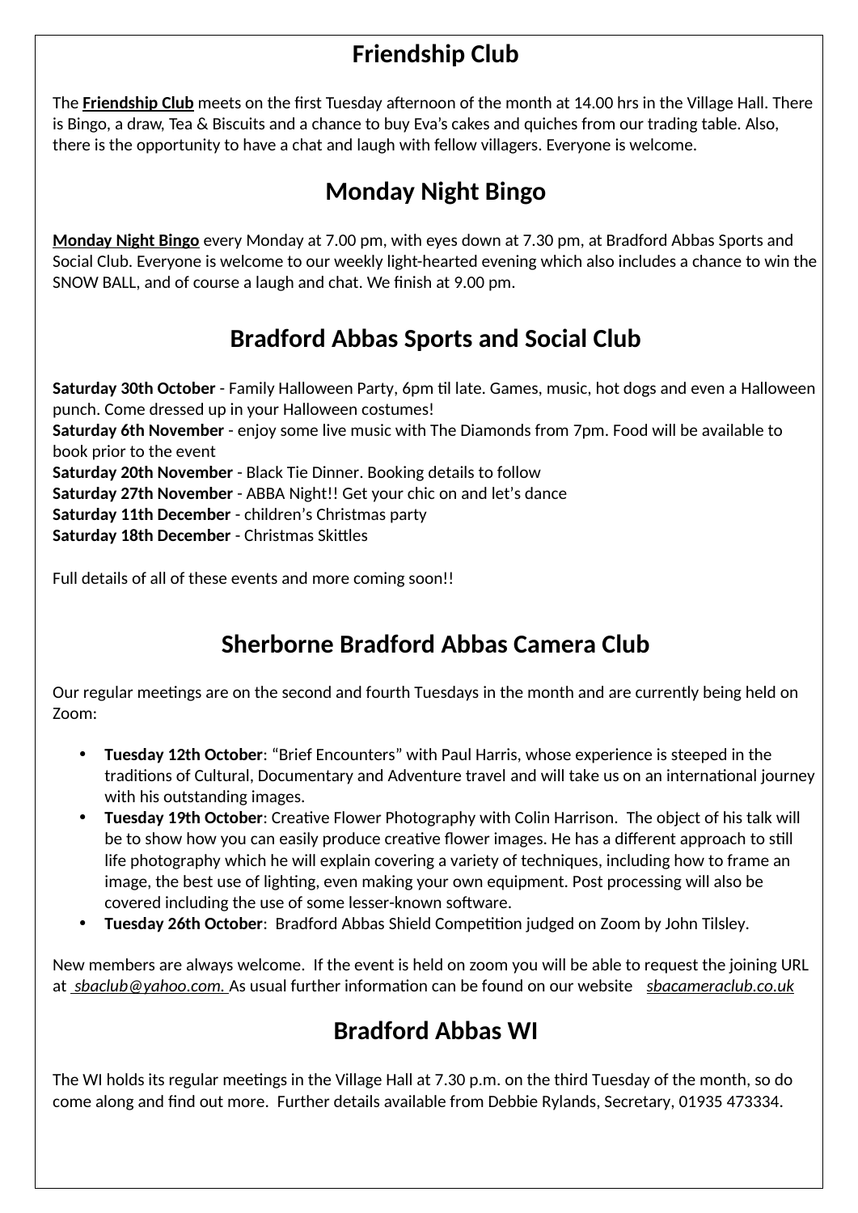## Friendship Club

The **Friendship Club** meets on the first Tuesday afternoon of the month at 14.00 hrs in the Village Hall. There is Bingo, a draw, Tea & Biscuits and a chance to buy Eva's cakes and quiches from our trading table. Also, there is the opportunity to have a chat and laugh with fellow villagers. Everyone is welcome.

## Monday Night Bingo

**Monday Night Bingo** every Monday at 7.00 pm, with eyes down at 7.30 pm, at Bradford Abbas Sports and Social Club. Everyone is welcome to our weekly light-hearted evening which also includes a chance to win the SNOW BALL, and of course a laugh and chat. We finish at 9.00 pm.

## Bradford Abbas Sports and Social Club

**Saturday 30th October** - Family Halloween Party, 6pm til late. Games, music, hot dogs and even a Halloween punch. Come dressed up in your Halloween costumes!
**Saturday 6th November** - enjoy some live music with The Diamonds from 7pm. Food will be available to book prior to the event
**Saturday 20th November** - Black Tie Dinner. Booking details to follow
**Saturday 27th November** - ABBA Night!! Get your chic on and let's dance
**Saturday 11th December** - children's Christmas party
**Saturday 18th December** - Christmas Skittles

Full details of all of these events and more coming soon!!

## Sherborne Bradford Abbas Camera Club

Our regular meetings are on the second and fourth Tuesdays in the month and are currently being held on Zoom:

- **Tuesday 12th October**: "Brief Encounters" with Paul Harris, whose experience is steeped in the traditions of Cultural, Documentary and Adventure travel and will take us on an international journey with his outstanding images.
- **Tuesday 19th October**: Creative Flower Photography with Colin Harrison. The object of his talk will be to show how you can easily produce creative flower images. He has a different approach to still life photography which he will explain covering a variety of techniques, including how to frame an image, the best use of lighting, even making your own equipment. Post processing will also be covered including the use of some lesser-known software.
- **Tuesday 26th October**: Bradford Abbas Shield Competition judged on Zoom by John Tilsley.

New members are always welcome. If the event is held on zoom you will be able to request the joining URL at *sbaclub@yahoo.com.* As usual further information can be found on our website *sbacameraclub.co.uk*

## Bradford Abbas WI

The WI holds its regular meetings in the Village Hall at 7.30 p.m. on the third Tuesday of the month, so do come along and find out more. Further details available from Debbie Rylands, Secretary, 01935 473334.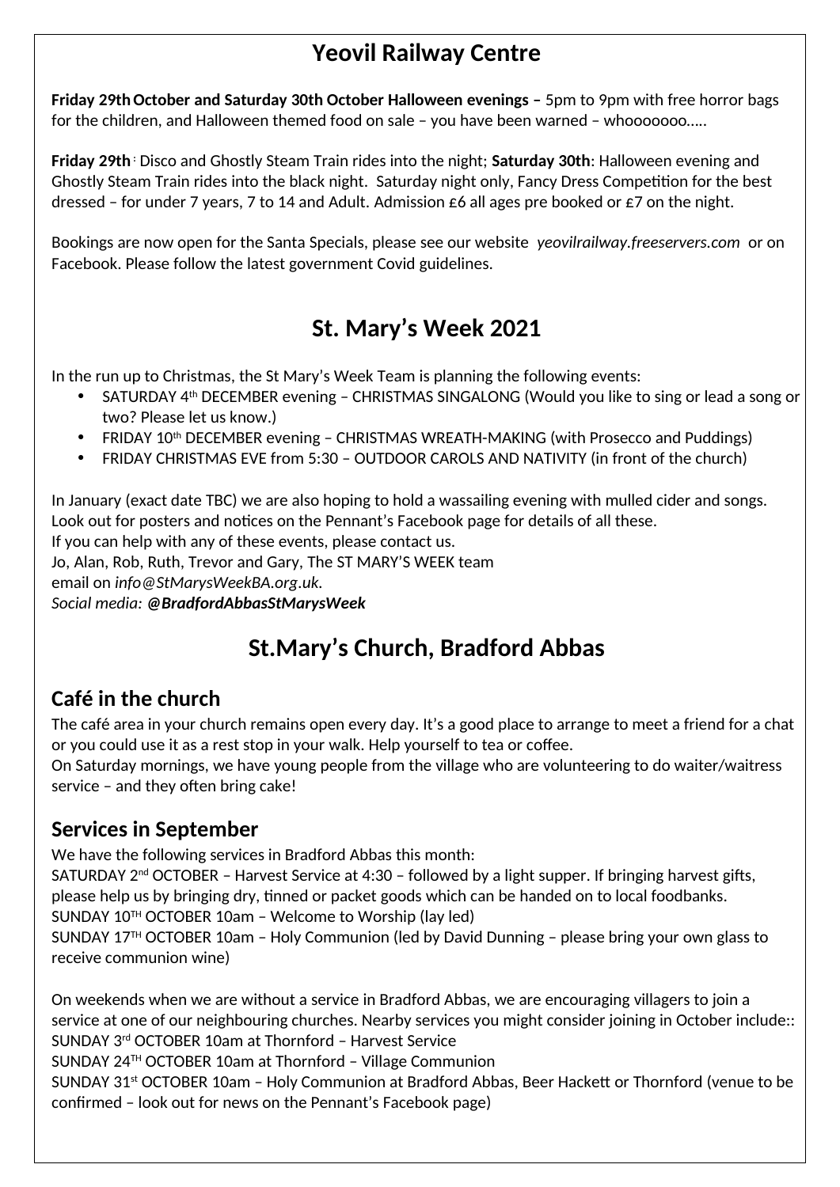# Yeovil Railway Centre

**Friday 29th October and Saturday 30th October Halloween evenings –** 5pm to 9pm with free horror bags for the children, and Halloween themed food on sale – you have been warned – whooooooo…..

**Friday 29th**: Disco and Ghostly Steam Train rides into the night; **Saturday 30th**: Halloween evening and Ghostly Steam Train rides into the black night. Saturday night only, Fancy Dress Competition for the best dressed – for under 7 years, 7 to 14 and Adult. Admission £6 all ages pre booked or £7 on the night.

Bookings are now open for the Santa Specials, please see our website *yeovilrailway.freeservers.com* or on Facebook. Please follow the latest government Covid guidelines.

# St. Mary's Week 2021

In the run up to Christmas, the St Mary's Week Team is planning the following events:

- SATURDAY 4th DECEMBER evening – CHRISTMAS SINGALONG (Would you like to sing or lead a song or two? Please let us know.)
- FRIDAY 10th DECEMBER evening – CHRISTMAS WREATH-MAKING (with Prosecco and Puddings)
- FRIDAY CHRISTMAS EVE from 5:30 – OUTDOOR CAROLS AND NATIVITY (in front of the church)

In January (exact date TBC) we are also hoping to hold a wassailing evening with mulled cider and songs.
Look out for posters and notices on the Pennant's Facebook page for details of all these.
If you can help with any of these events, please contact us.
Jo, Alan, Rob, Ruth, Trevor and Gary, The ST MARY'S WEEK team
email on *info@StMarysWeekBA.org.uk*.
*Social media:* ***@BradfordAbbasStMarysWeek***

# St.Mary's Church, Bradford Abbas

## Café in the church

The café area in your church remains open every day. It's a good place to arrange to meet a friend for a chat or you could use it as a rest stop in your walk. Help yourself to tea or coffee.
On Saturday mornings, we have young people from the village who are volunteering to do waiter/waitress service – and they often bring cake!

## Services in September

We have the following services in Bradford Abbas this month:
SATURDAY 2nd OCTOBER – Harvest Service at 4:30 – followed by a light supper. If bringing harvest gifts, please help us by bringing dry, tinned or packet goods which can be handed on to local foodbanks.
SUNDAY 10TH OCTOBER 10am – Welcome to Worship (lay led)
SUNDAY 17TH OCTOBER 10am – Holy Communion (led by David Dunning – please bring your own glass to receive communion wine)

On weekends when we are without a service in Bradford Abbas, we are encouraging villagers to join a service at one of our neighbouring churches. Nearby services you might consider joining in October include::
SUNDAY 3rd OCTOBER 10am at Thornford – Harvest Service
SUNDAY 24TH OCTOBER 10am at Thornford – Village Communion
SUNDAY 31st OCTOBER 10am – Holy Communion at Bradford Abbas, Beer Hackett or Thornford (venue to be confirmed – look out for news on the Pennant's Facebook page)